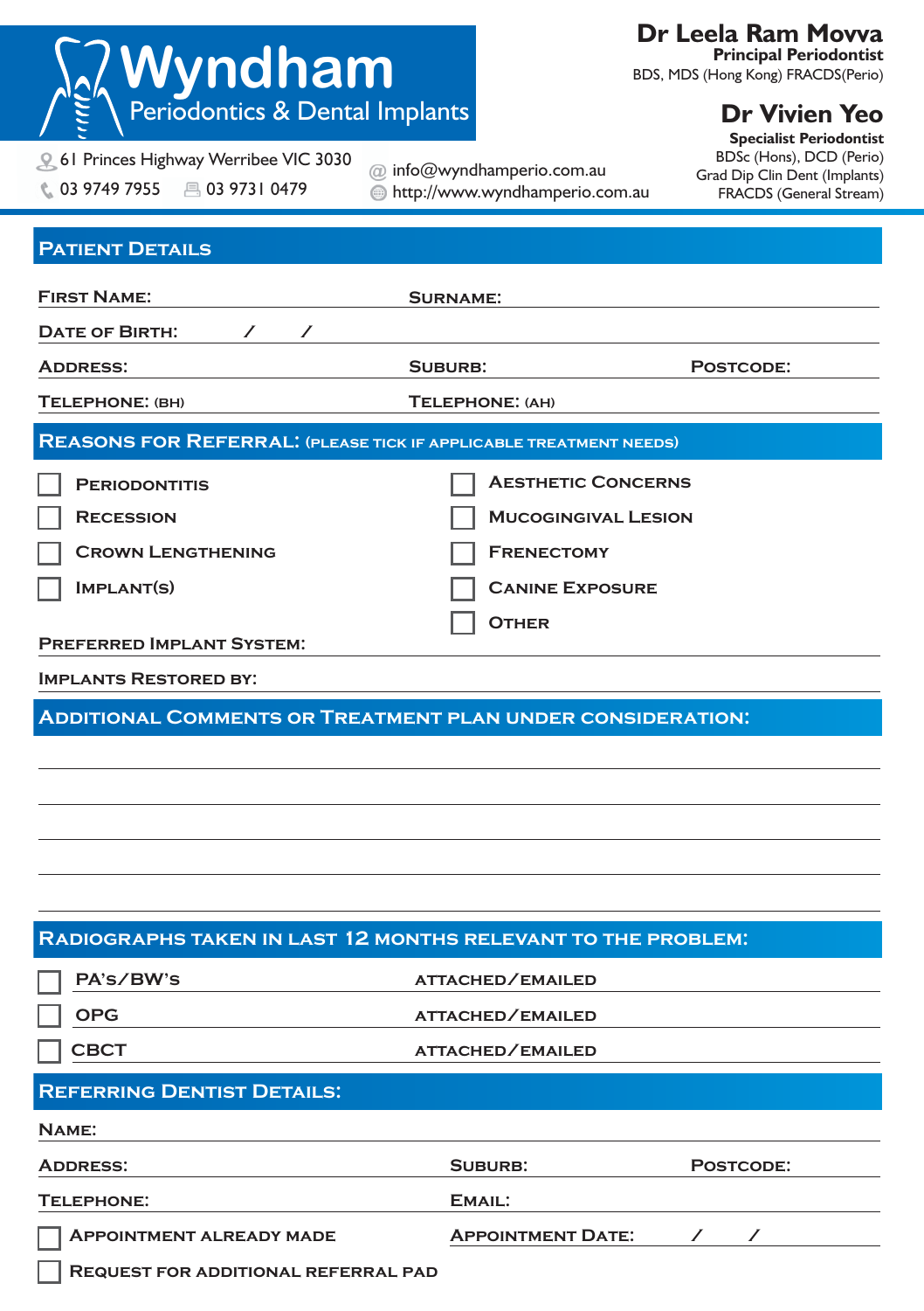# Wyndham
## Periodontics & Dental Implants

61 Princes Highway Werribee VIC 3030
03 9749 7955  03 9731 0479

info@wyndhamperio.com.au
http://www.wyndhamperio.com.au

**Dr Leela Ram Movva**
**Principal Periodontist**
BDS, MDS (Hong Kong) FRACDS(Perio)

**Dr Vivien Yeo**
**Specialist Periodontist**
BDSc (Hons), DCD (Perio)
Grad Dip Clin Dent (Implants)
FRACDS (General Stream)

## Patient Details

First Name: ____________________ Surname: ____________________

Date of Birth: ____ / ____ / ____

Address: ____________________ Suburb: ____________________ Postcode: __________

Telephone: (BH) ____________________ Telephone: (AH) ____________________

## Reasons for Referral: (please tick if applicable treatment needs)

- [ ] Periodontitis
- [ ] Recession
- [ ] Crown Lengthening
- [ ] Implant(s)
- [ ] Aesthetic Concerns
- [ ] Mucogingival Lesion
- [ ] Frenectomy
- [ ] Canine Exposure
- [ ] Other

Preferred Implant System: ____________________

Implants Restored by: ____________________

## Additional Comments or Treatment Plan under Consideration:

______________________________________________________________

______________________________________________________________

______________________________________________________________

______________________________________________________________

______________________________________________________________

## Radiographs taken in last 12 months relevant to the problem:

- [ ] PA's/BW's  attached/emailed
- [ ] OPG  attached/emailed
- [ ] CBCT  attached/emailed

## Referring Dentist Details:

Name: ____________________

Address: ____________________ Suburb: ____________________ Postcode: __________

Telephone: ____________________ Email: ____________________

- [ ] Appointment already made  Appointment Date: ____ / ____ / ____
- [ ] Request for additional referral pad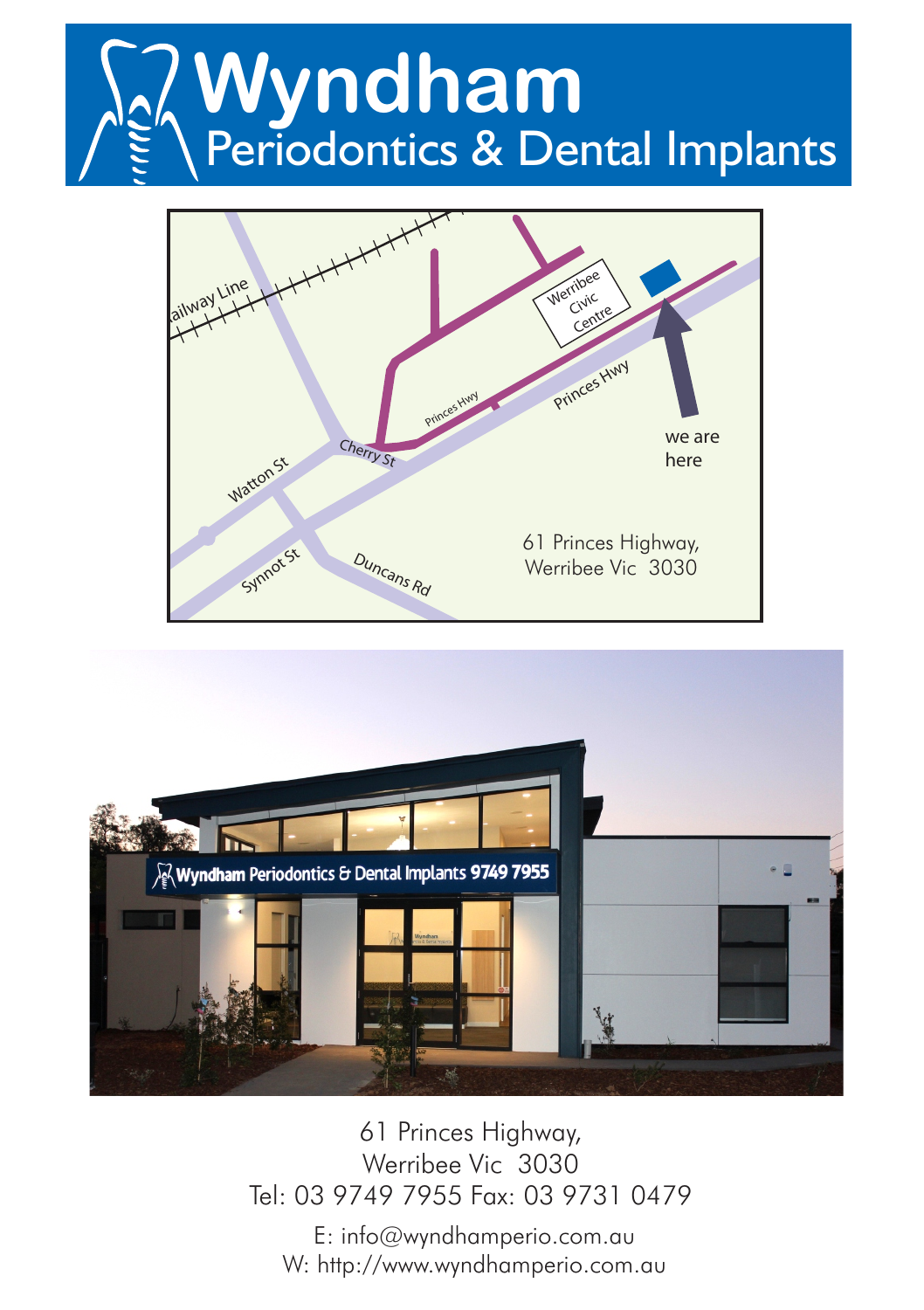# Wyndham
## Periodontics & Dental Implants

Railway Line

Werribee Civic Centre

Princes Hwy

Princes Hwy

we are here

Cherry St

Watton St

Synnot St

Duncans Rd

61 Princes Highway,
Werribee Vic 3030

Wyndham Periodontics & Dental Implants 9749 7955

61 Princes Highway,
Werribee Vic 3030
Tel: 03 9749 7955 Fax: 03 9731 0479

E: info@wyndhamperio.com.au
W: http://www.wyndhamperio.com.au